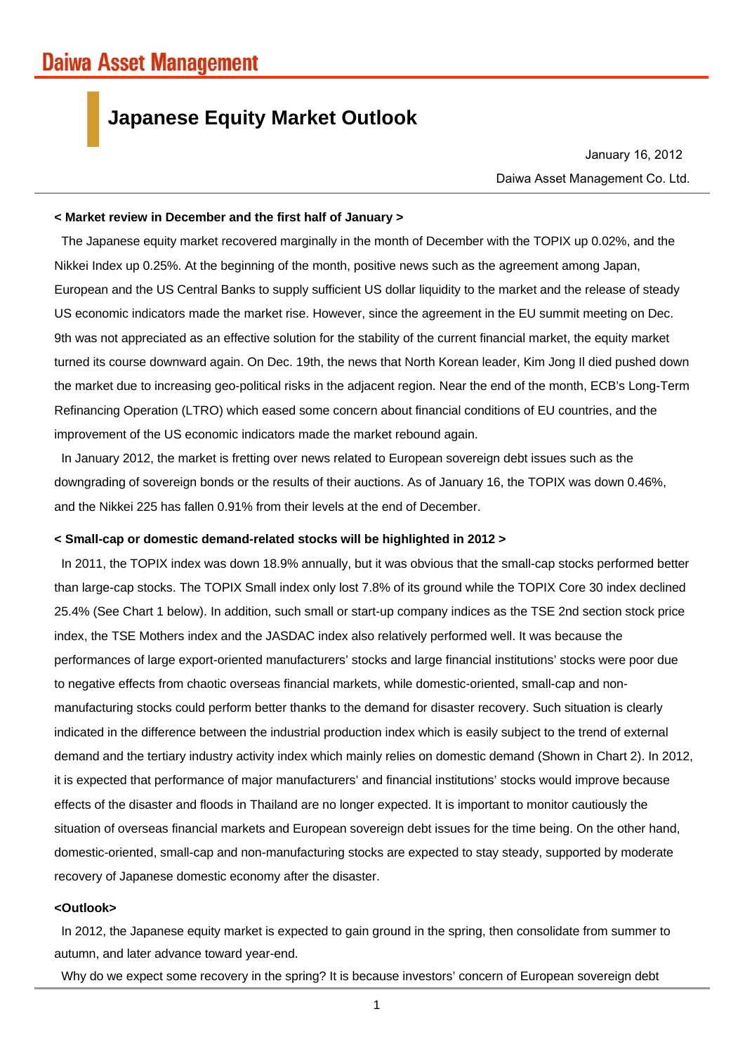# Daiwa Asset Management

## Japanese Equity Market Outlook

January 16, 2012

Daiwa Asset Management Co. Ltd.

**< Market review in December and the first half of January >**

The Japanese equity market recovered marginally in the month of December with the TOPIX up 0.02%, and the Nikkei Index up 0.25%. At the beginning of the month, positive news such as the agreement among Japan, European and the US Central Banks to supply sufficient US dollar liquidity to the market and the release of steady US economic indicators made the market rise. However, since the agreement in the EU summit meeting on Dec. 9th was not appreciated as an effective solution for the stability of the current financial market, the equity market turned its course downward again. On Dec. 19th, the news that North Korean leader, Kim Jong Il died pushed down the market due to increasing geo-political risks in the adjacent region. Near the end of the month, ECB's Long-Term Refinancing Operation (LTRO) which eased some concern about financial conditions of EU countries, and the improvement of the US economic indicators made the market rebound again.

In January 2012, the market is fretting over news related to European sovereign debt issues such as the downgrading of sovereign bonds or the results of their auctions. As of January 16, the TOPIX was down 0.46%, and the Nikkei 225 has fallen 0.91% from their levels at the end of December.

**< Small-cap or domestic demand-related stocks will be highlighted in 2012 >**

In 2011, the TOPIX index was down 18.9% annually, but it was obvious that the small-cap stocks performed better than large-cap stocks. The TOPIX Small index only lost 7.8% of its ground while the TOPIX Core 30 index declined 25.4% (See Chart 1 below). In addition, such small or start-up company indices as the TSE 2nd section stock price index, the TSE Mothers index and the JASDAC index also relatively performed well. It was because the performances of large export-oriented manufacturers' stocks and large financial institutions' stocks were poor due to negative effects from chaotic overseas financial markets, while domestic-oriented, small-cap and non-manufacturing stocks could perform better thanks to the demand for disaster recovery. Such situation is clearly indicated in the difference between the industrial production index which is easily subject to the trend of external demand and the tertiary industry activity index which mainly relies on domestic demand (Shown in Chart 2). In 2012, it is expected that performance of major manufacturers' and financial institutions' stocks would improve because effects of the disaster and floods in Thailand are no longer expected. It is important to monitor cautiously the situation of overseas financial markets and European sovereign debt issues for the time being. On the other hand, domestic-oriented, small-cap and non-manufacturing stocks are expected to stay steady, supported by moderate recovery of Japanese domestic economy after the disaster.

**<Outlook>**

In 2012, the Japanese equity market is expected to gain ground in the spring, then consolidate from summer to autumn, and later advance toward year-end.

Why do we expect some recovery in the spring? It is because investors' concern of European sovereign debt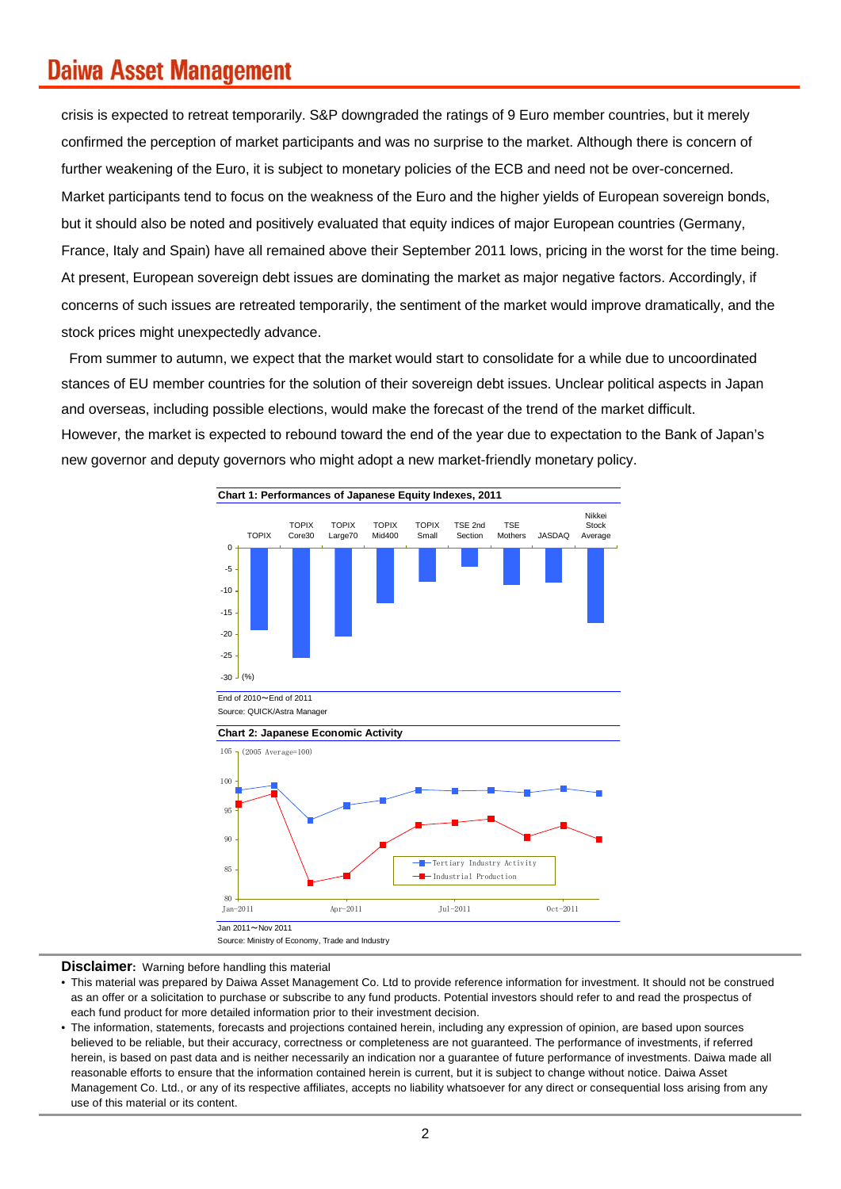crisis is expected to retreat temporarily. S&P downgraded the ratings of 9 Euro member countries, but it merely confirmed the perception of market participants and was no surprise to the market. Although there is concern of further weakening of the Euro, it is subject to monetary policies of the ECB and need not be over-concerned. Market participants tend to focus on the weakness of the Euro and the higher yields of European sovereign bonds, but it should also be noted and positively evaluated that equity indices of major European countries (Germany, France, Italy and Spain) have all remained above their September 2011 lows, pricing in the worst for the time being. At present, European sovereign debt issues are dominating the market as major negative factors. Accordingly, if concerns of such issues are retreated temporarily, the sentiment of the market would improve dramatically, and the stock prices might unexpectedly advance.

From summer to autumn, we expect that the market would start to consolidate for a while due to uncoordinated stances of EU member countries for the solution of their sovereign debt issues. Unclear political aspects in Japan and overseas, including possible elections, would make the forecast of the trend of the market difficult. However, the market is expected to rebound toward the end of the year due to expectation to the Bank of Japan's new governor and deputy governors who might adopt a new market-friendly monetary policy.

**Chart 1: Performances of Japanese Equity Indexes, 2011**

TOPIX | TOPIX Core30 | TOPIX Large70 | TOPIX Mid400 | TOPIX Small | TSE 2nd Section | TSE Mothers | JASDAQ | Nikkei Stock Average

0, -5, -10, -15, -20, -25, -30 (%)

End of 2010～End of 2011

Source: QUICK/Astra Manager

**Chart 2: Japanese Economic Activity**

(2005 Average=100)

105, 100, 95, 90, 85, 80

Jan-2011 | Apr-2011 | Jul-2011 | Oct-2011

Tertiary Industry Activity

Industrial Production

Jan 2011～Nov 2011

Source: Ministry of Economy, Trade and Industry

**Disclaimer:** Warning before handling this material

- This material was prepared by Daiwa Asset Management Co. Ltd to provide reference information for investment. It should not be construed as an offer or a solicitation to purchase or subscribe to any fund products. Potential investors should refer to and read the prospectus of each fund product for more detailed information prior to their investment decision.
- The information, statements, forecasts and projections contained herein, including any expression of opinion, are based upon sources believed to be reliable, but their accuracy, correctness or completeness are not guaranteed. The performance of investments, if referred herein, is based on past data and is neither necessarily an indication nor a guarantee of future performance of investments. Daiwa made all reasonable efforts to ensure that the information contained herein is current, but it is subject to change without notice. Daiwa Asset Management Co. Ltd., or any of its respective affiliates, accepts no liability whatsoever for any direct or consequential loss arising from any use of this material or its content.